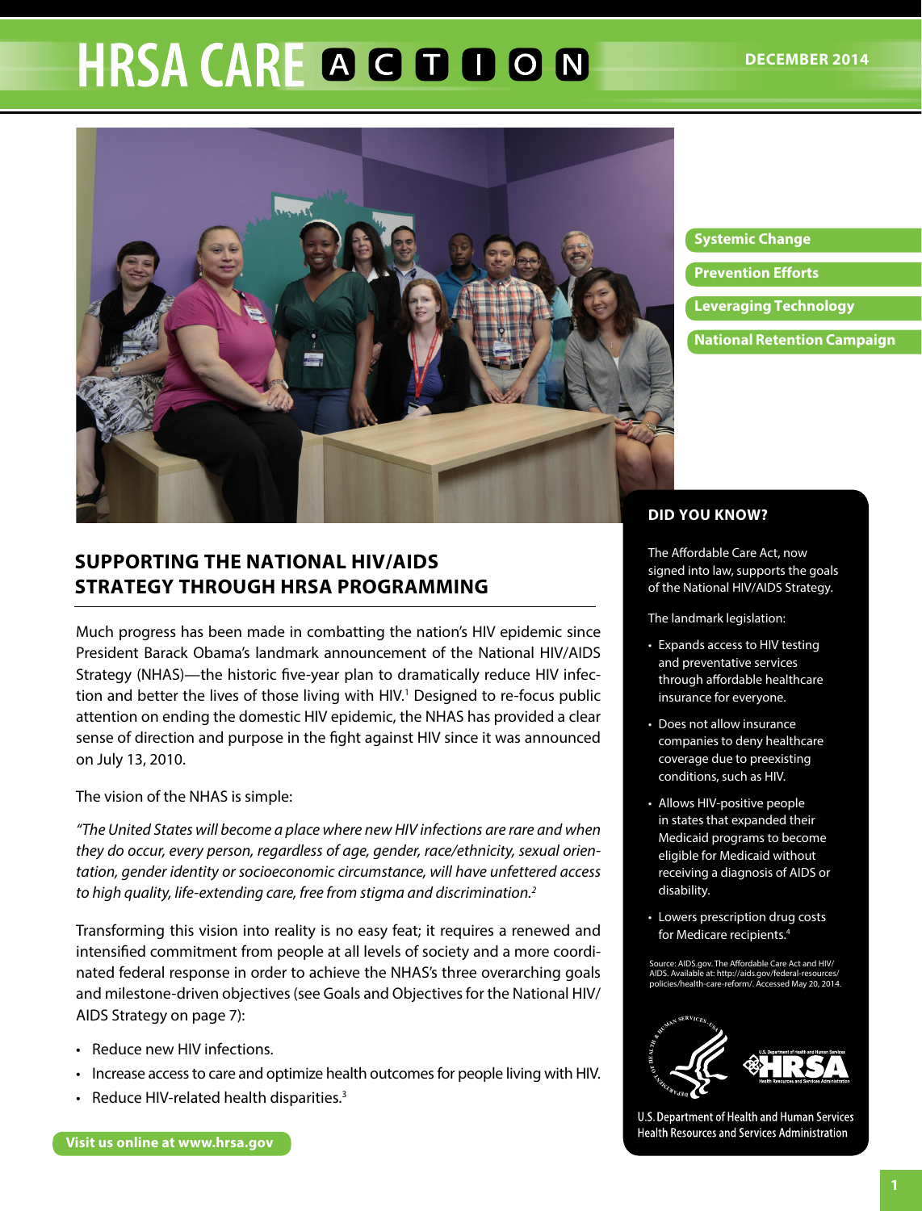# HRSA CARE ACTION

DECEMBER 2014

- Systemic Change
- Prevention Efforts
- Leveraging Technology
- National Retention Campaign

## SUPPORTING THE NATIONAL HIV/AIDS STRATEGY THROUGH HRSA PROGRAMMING

Much progress has been made in combatting the nation's HIV epidemic since President Barack Obama's landmark announcement of the National HIV/AIDS Strategy (NHAS)—the historic five-year plan to dramatically reduce HIV infection and better the lives of those living with HIV.[1] Designed to re-focus public attention on ending the domestic HIV epidemic, the NHAS has provided a clear sense of direction and purpose in the fight against HIV since it was announced on July 13, 2010.

The vision of the NHAS is simple:

*"The United States will become a place where new HIV infections are rare and when they do occur, every person, regardless of age, gender, race/ethnicity, sexual orientation, gender identity or socioeconomic circumstance, will have unfettered access to high quality, life-extending care, free from stigma and discrimination.[2]*

Transforming this vision into reality is no easy feat; it requires a renewed and intensified commitment from people at all levels of society and a more coordinated federal response in order to achieve the NHAS's three overarching goals and milestone-driven objectives (see Goals and Objectives for the National HIV/AIDS Strategy on page 7):

- Reduce new HIV infections.
- Increase access to care and optimize health outcomes for people living with HIV.
- Reduce HIV-related health disparities.[3]

### DID YOU KNOW?

The Affordable Care Act, now signed into law, supports the goals of the National HIV/AIDS Strategy.

The landmark legislation:

- Expands access to HIV testing and preventative services through affordable healthcare insurance for everyone.
- Does not allow insurance companies to deny healthcare coverage due to preexisting conditions, such as HIV.
- Allows HIV-positive people in states that expanded their Medicaid programs to become eligible for Medicaid without receiving a diagnosis of AIDS or disability.
- Lowers prescription drug costs for Medicare recipients.[4]

Source: AIDS.gov. The Affordable Care Act and HIV/AIDS. Available at: http://aids.gov/federal-resources/policies/health-care-reform/. Accessed May 20, 2014.

U.S. Department of Health and Human Services
Health Resources and Services Administration

Visit us online at www.hrsa.gov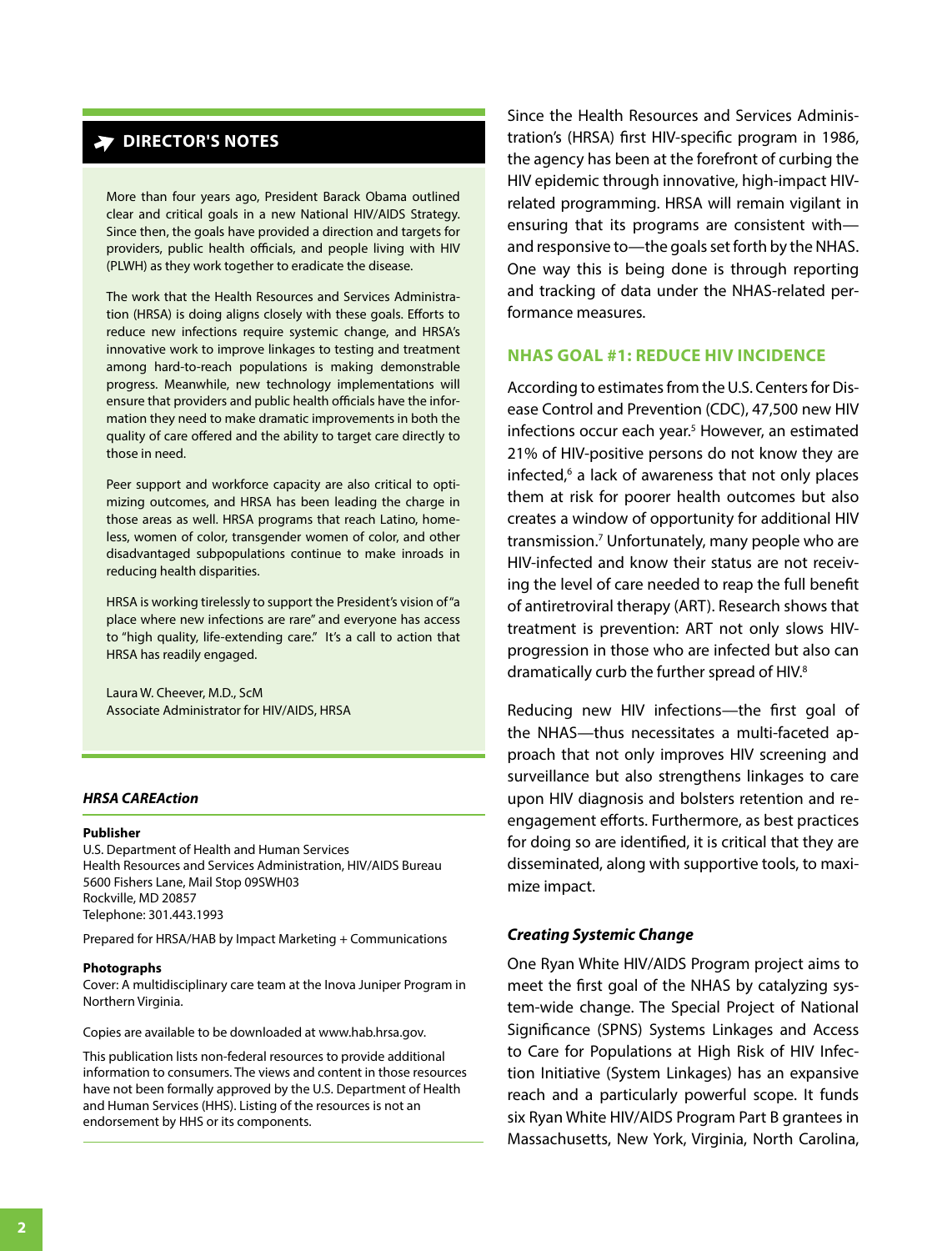## DIRECTOR'S NOTES

More than four years ago, President Barack Obama outlined clear and critical goals in a new National HIV/AIDS Strategy. Since then, the goals have provided a direction and targets for providers, public health officials, and people living with HIV (PLWH) as they work together to eradicate the disease.

The work that the Health Resources and Services Administration (HRSA) is doing aligns closely with these goals. Efforts to reduce new infections require systemic change, and HRSA's innovative work to improve linkages to testing and treatment among hard-to-reach populations is making demonstrable progress. Meanwhile, new technology implementations will ensure that providers and public health officials have the information they need to make dramatic improvements in both the quality of care offered and the ability to target care directly to those in need.

Peer support and workforce capacity are also critical to optimizing outcomes, and HRSA has been leading the charge in those areas as well. HRSA programs that reach Latino, homeless, women of color, transgender women of color, and other disadvantaged subpopulations continue to make inroads in reducing health disparities.

HRSA is working tirelessly to support the President's vision of "a place where new infections are rare" and everyone has access to "high quality, life-extending care." It's a call to action that HRSA has readily engaged.

Laura W. Cheever, M.D., ScM
Associate Administrator for HIV/AIDS, HRSA

***HRSA CAREAction***

**Publisher**
U.S. Department of Health and Human Services
Health Resources and Services Administration, HIV/AIDS Bureau
5600 Fishers Lane, Mail Stop 09SWH03
Rockville, MD 20857
Telephone: 301.443.1993

Prepared for HRSA/HAB by Impact Marketing + Communications

**Photographs**
Cover: A multidisciplinary care team at the Inova Juniper Program in Northern Virginia.

Copies are available to be downloaded at www.hab.hrsa.gov.

This publication lists non-federal resources to provide additional information to consumers. The views and content in those resources have not been formally approved by the U.S. Department of Health and Human Services (HHS). Listing of the resources is not an endorsement by HHS or its components.

Since the Health Resources and Services Administration's (HRSA) first HIV-specific program in 1986, the agency has been at the forefront of curbing the HIV epidemic through innovative, high-impact HIV-related programming. HRSA will remain vigilant in ensuring that its programs are consistent with—and responsive to—the goals set forth by the NHAS. One way this is being done is through reporting and tracking of data under the NHAS-related performance measures.

### NHAS GOAL #1: REDUCE HIV INCIDENCE

According to estimates from the U.S. Centers for Disease Control and Prevention (CDC), 47,500 new HIV infections occur each year.[5] However, an estimated 21% of HIV-positive persons do not know they are infected,[6] a lack of awareness that not only places them at risk for poorer health outcomes but also creates a window of opportunity for additional HIV transmission.[7] Unfortunately, many people who are HIV-infected and know their status are not receiving the level of care needed to reap the full benefit of antiretroviral therapy (ART). Research shows that treatment is prevention: ART not only slows HIV-progression in those who are infected but also can dramatically curb the further spread of HIV.[8]

Reducing new HIV infections—the first goal of the NHAS—thus necessitates a multi-faceted approach that not only improves HIV screening and surveillance but also strengthens linkages to care upon HIV diagnosis and bolsters retention and re-engagement efforts. Furthermore, as best practices for doing so are identified, it is critical that they are disseminated, along with supportive tools, to maximize impact.

#### *Creating Systemic Change*

One Ryan White HIV/AIDS Program project aims to meet the first goal of the NHAS by catalyzing system-wide change. The Special Project of National Significance (SPNS) Systems Linkages and Access to Care for Populations at High Risk of HIV Infection Initiative (System Linkages) has an expansive reach and a particularly powerful scope. It funds six Ryan White HIV/AIDS Program Part B grantees in Massachusetts, New York, Virginia, North Carolina,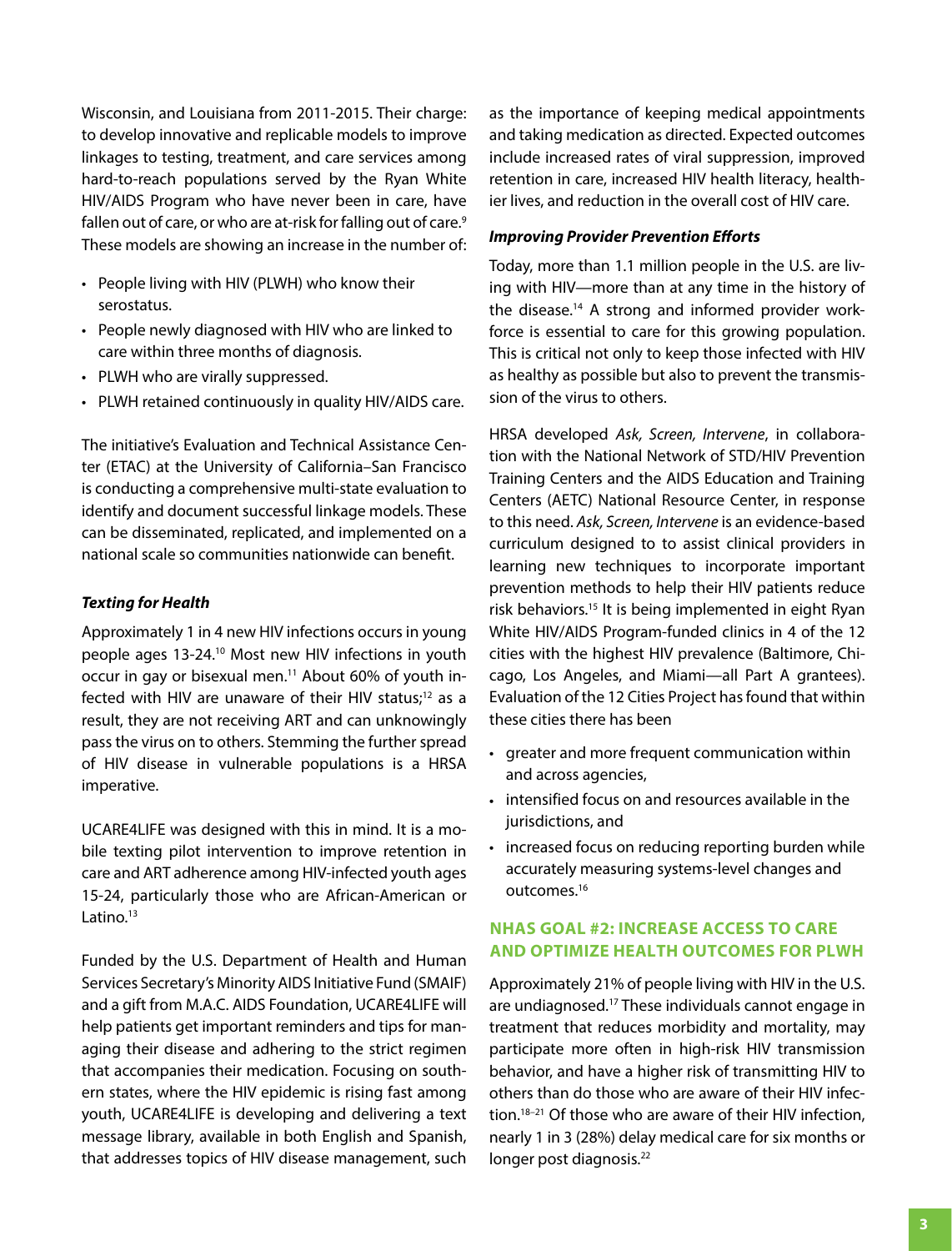Wisconsin, and Louisiana from 2011-2015. Their charge: to develop innovative and replicable models to improve linkages to testing, treatment, and care services among hard-to-reach populations served by the Ryan White HIV/AIDS Program who have never been in care, have fallen out of care, or who are at-risk for falling out of care.[9] These models are showing an increase in the number of:

- People living with HIV (PLWH) who know their serostatus.
- People newly diagnosed with HIV who are linked to care within three months of diagnosis.
- PLWH who are virally suppressed.
- PLWH retained continuously in quality HIV/AIDS care.

The initiative's Evaluation and Technical Assistance Center (ETAC) at the University of California–San Francisco is conducting a comprehensive multi-state evaluation to identify and document successful linkage models. These can be disseminated, replicated, and implemented on a national scale so communities nationwide can benefit.

#### *Texting for Health*

Approximately 1 in 4 new HIV infections occurs in young people ages 13-24.[10] Most new HIV infections in youth occur in gay or bisexual men.[11] About 60% of youth infected with HIV are unaware of their HIV status;[12] as a result, they are not receiving ART and can unknowingly pass the virus on to others. Stemming the further spread of HIV disease in vulnerable populations is a HRSA imperative.

UCARE4LIFE was designed with this in mind. It is a mobile texting pilot intervention to improve retention in care and ART adherence among HIV-infected youth ages 15-24, particularly those who are African-American or Latino.[13]

Funded by the U.S. Department of Health and Human Services Secretary's Minority AIDS Initiative Fund (SMAIF) and a gift from M.A.C. AIDS Foundation, UCARE4LIFE will help patients get important reminders and tips for managing their disease and adhering to the strict regimen that accompanies their medication. Focusing on southern states, where the HIV epidemic is rising fast among youth, UCARE4LIFE is developing and delivering a text message library, available in both English and Spanish, that addresses topics of HIV disease management, such as the importance of keeping medical appointments and taking medication as directed. Expected outcomes include increased rates of viral suppression, improved retention in care, increased HIV health literacy, healthier lives, and reduction in the overall cost of HIV care.

#### *Improving Provider Prevention Efforts*

Today, more than 1.1 million people in the U.S. are living with HIV—more than at any time in the history of the disease.[14] A strong and informed provider workforce is essential to care for this growing population. This is critical not only to keep those infected with HIV as healthy as possible but also to prevent the transmission of the virus to others.

HRSA developed *Ask, Screen, Intervene*, in collaboration with the National Network of STD/HIV Prevention Training Centers and the AIDS Education and Training Centers (AETC) National Resource Center, in response to this need. *Ask, Screen, Intervene* is an evidence-based curriculum designed to to assist clinical providers in learning new techniques to incorporate important prevention methods to help their HIV patients reduce risk behaviors.[15] It is being implemented in eight Ryan White HIV/AIDS Program-funded clinics in 4 of the 12 cities with the highest HIV prevalence (Baltimore, Chicago, Los Angeles, and Miami—all Part A grantees). Evaluation of the 12 Cities Project has found that within these cities there has been

- greater and more frequent communication within and across agencies,
- intensified focus on and resources available in the jurisdictions, and
- increased focus on reducing reporting burden while accurately measuring systems-level changes and outcomes.[16]

### NHAS GOAL #2: INCREASE ACCESS TO CARE AND OPTIMIZE HEALTH OUTCOMES FOR PLWH

Approximately 21% of people living with HIV in the U.S. are undiagnosed.[17] These individuals cannot engage in treatment that reduces morbidity and mortality, may participate more often in high-risk HIV transmission behavior, and have a higher risk of transmitting HIV to others than do those who are aware of their HIV infection.[18–21] Of those who are aware of their HIV infection, nearly 1 in 3 (28%) delay medical care for six months or longer post diagnosis.[22]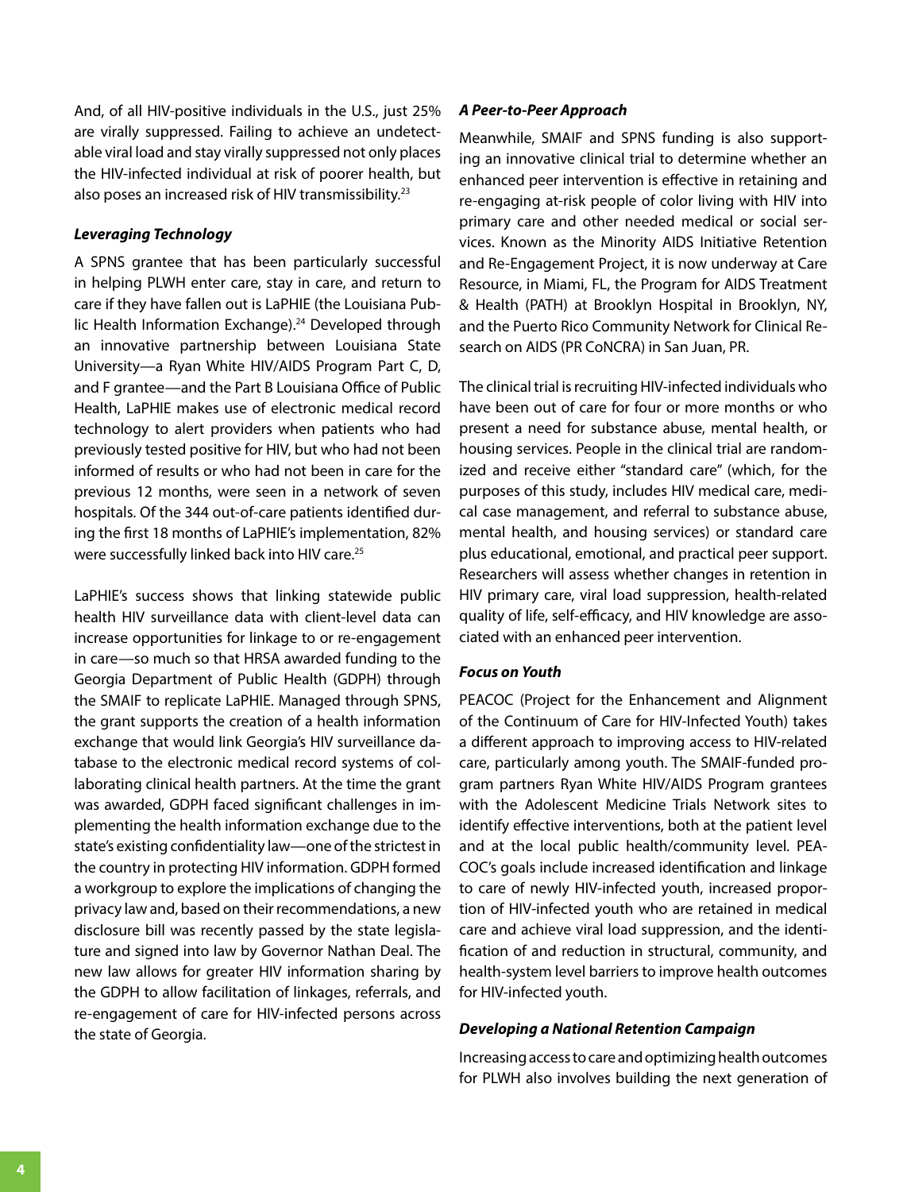And, of all HIV-positive individuals in the U.S., just 25% are virally suppressed. Failing to achieve an undetectable viral load and stay virally suppressed not only places the HIV-infected individual at risk of poorer health, but also poses an increased risk of HIV transmissibility.[23]

### *Leveraging Technology*

A SPNS grantee that has been particularly successful in helping PLWH enter care, stay in care, and return to care if they have fallen out is LaPHIE (the Louisiana Public Health Information Exchange).[24] Developed through an innovative partnership between Louisiana State University—a Ryan White HIV/AIDS Program Part C, D, and F grantee—and the Part B Louisiana Office of Public Health, LaPHIE makes use of electronic medical record technology to alert providers when patients who had previously tested positive for HIV, but who had not been informed of results or who had not been in care for the previous 12 months, were seen in a network of seven hospitals. Of the 344 out-of-care patients identified during the first 18 months of LaPHIE's implementation, 82% were successfully linked back into HIV care.[25]

LaPHIE's success shows that linking statewide public health HIV surveillance data with client-level data can increase opportunities for linkage to or re-engagement in care—so much so that HRSA awarded funding to the Georgia Department of Public Health (GDPH) through the SMAIF to replicate LaPHIE. Managed through SPNS, the grant supports the creation of a health information exchange that would link Georgia's HIV surveillance database to the electronic medical record systems of collaborating clinical health partners. At the time the grant was awarded, GDPH faced significant challenges in implementing the health information exchange due to the state's existing confidentiality law—one of the strictest in the country in protecting HIV information. GDPH formed a workgroup to explore the implications of changing the privacy law and, based on their recommendations, a new disclosure bill was recently passed by the state legislature and signed into law by Governor Nathan Deal. The new law allows for greater HIV information sharing by the GDPH to allow facilitation of linkages, referrals, and re-engagement of care for HIV-infected persons across the state of Georgia.

### *A Peer-to-Peer Approach*

Meanwhile, SMAIF and SPNS funding is also supporting an innovative clinical trial to determine whether an enhanced peer intervention is effective in retaining and re-engaging at-risk people of color living with HIV into primary care and other needed medical or social services. Known as the Minority AIDS Initiative Retention and Re-Engagement Project, it is now underway at Care Resource, in Miami, FL, the Program for AIDS Treatment & Health (PATH) at Brooklyn Hospital in Brooklyn, NY, and the Puerto Rico Community Network for Clinical Research on AIDS (PR CoNCRA) in San Juan, PR.

The clinical trial is recruiting HIV-infected individuals who have been out of care for four or more months or who present a need for substance abuse, mental health, or housing services. People in the clinical trial are randomized and receive either "standard care" (which, for the purposes of this study, includes HIV medical care, medical case management, and referral to substance abuse, mental health, and housing services) or standard care plus educational, emotional, and practical peer support. Researchers will assess whether changes in retention in HIV primary care, viral load suppression, health-related quality of life, self-efficacy, and HIV knowledge are associated with an enhanced peer intervention.

### *Focus on Youth*

PEACOC (Project for the Enhancement and Alignment of the Continuum of Care for HIV-Infected Youth) takes a different approach to improving access to HIV-related care, particularly among youth. The SMAIF-funded program partners Ryan White HIV/AIDS Program grantees with the Adolescent Medicine Trials Network sites to identify effective interventions, both at the patient level and at the local public health/community level. PEACOC's goals include increased identification and linkage to care of newly HIV-infected youth, increased proportion of HIV-infected youth who are retained in medical care and achieve viral load suppression, and the identification of and reduction in structural, community, and health-system level barriers to improve health outcomes for HIV-infected youth.

### *Developing a National Retention Campaign*

Increasing access to care and optimizing health outcomes for PLWH also involves building the next generation of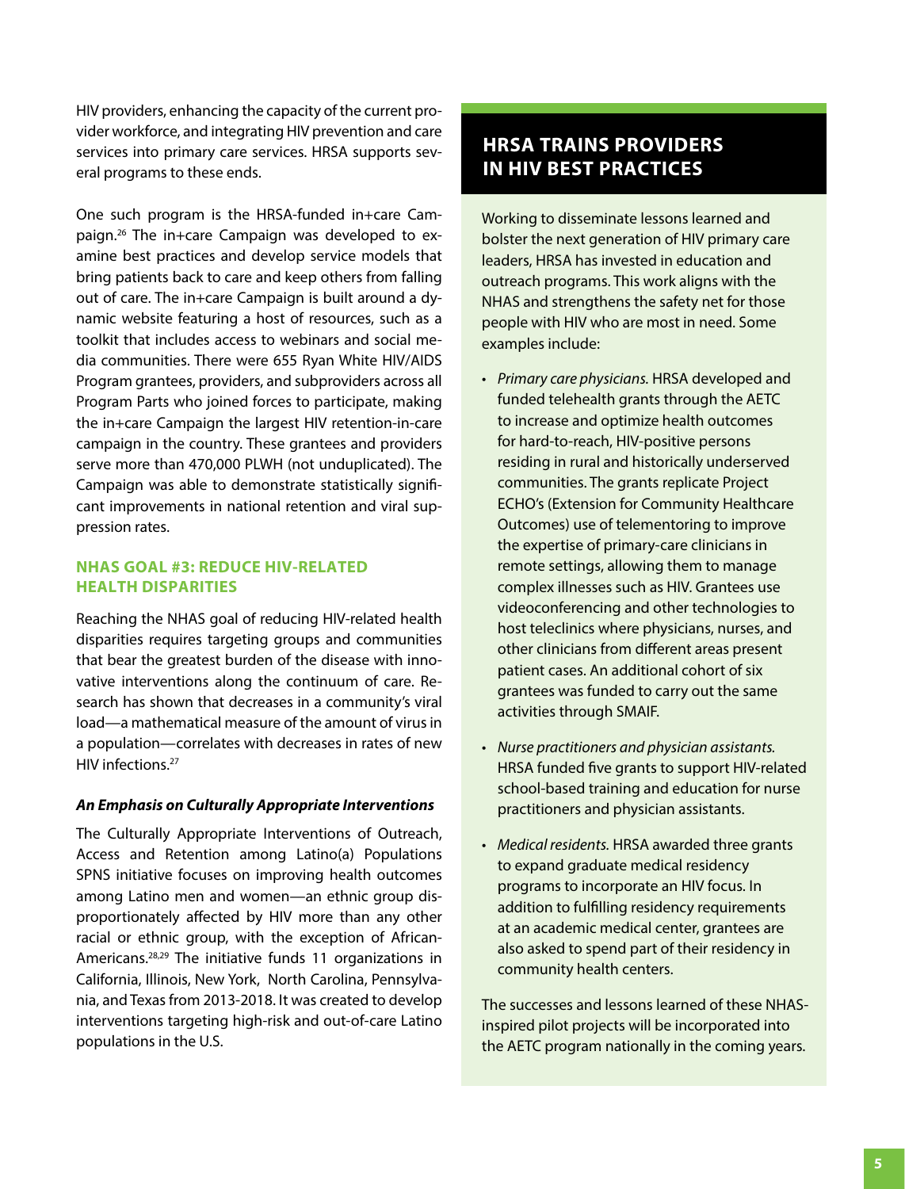HIV providers, enhancing the capacity of the current provider workforce, and integrating HIV prevention and care services into primary care services. HRSA supports several programs to these ends.

One such program is the HRSA-funded in+care Campaign.[26] The in+care Campaign was developed to examine best practices and develop service models that bring patients back to care and keep others from falling out of care. The in+care Campaign is built around a dynamic website featuring a host of resources, such as a toolkit that includes access to webinars and social media communities. There were 655 Ryan White HIV/AIDS Program grantees, providers, and subproviders across all Program Parts who joined forces to participate, making the in+care Campaign the largest HIV retention-in-care campaign in the country. These grantees and providers serve more than 470,000 PLWH (not unduplicated). The Campaign was able to demonstrate statistically significant improvements in national retention and viral suppression rates.

### NHAS GOAL #3: REDUCE HIV-RELATED HEALTH DISPARITIES

Reaching the NHAS goal of reducing HIV-related health disparities requires targeting groups and communities that bear the greatest burden of the disease with innovative interventions along the continuum of care. Research has shown that decreases in a community's viral load—a mathematical measure of the amount of virus in a population—correlates with decreases in rates of new HIV infections.[27]

#### *An Emphasis on Culturally Appropriate Interventions*

The Culturally Appropriate Interventions of Outreach, Access and Retention among Latino(a) Populations SPNS initiative focuses on improving health outcomes among Latino men and women—an ethnic group disproportionately affected by HIV more than any other racial or ethnic group, with the exception of African-Americans.[28,29] The initiative funds 11 organizations in California, Illinois, New York, North Carolina, Pennsylvania, and Texas from 2013-2018. It was created to develop interventions targeting high-risk and out-of-care Latino populations in the U.S.

## HRSA TRAINS PROVIDERS IN HIV BEST PRACTICES

Working to disseminate lessons learned and bolster the next generation of HIV primary care leaders, HRSA has invested in education and outreach programs. This work aligns with the NHAS and strengthens the safety net for those people with HIV who are most in need. Some examples include:

- *Primary care physicians.* HRSA developed and funded telehealth grants through the AETC to increase and optimize health outcomes for hard-to-reach, HIV-positive persons residing in rural and historically underserved communities. The grants replicate Project ECHO's (Extension for Community Healthcare Outcomes) use of telementoring to improve the expertise of primary-care clinicians in remote settings, allowing them to manage complex illnesses such as HIV. Grantees use videoconferencing and other technologies to host teleclinics where physicians, nurses, and other clinicians from different areas present patient cases. An additional cohort of six grantees was funded to carry out the same activities through SMAIF.
- *Nurse practitioners and physician assistants.* HRSA funded five grants to support HIV-related school-based training and education for nurse practitioners and physician assistants.
- *Medical residents.* HRSA awarded three grants to expand graduate medical residency programs to incorporate an HIV focus. In addition to fulfilling residency requirements at an academic medical center, grantees are also asked to spend part of their residency in community health centers.

The successes and lessons learned of these NHAS-inspired pilot projects will be incorporated into the AETC program nationally in the coming years.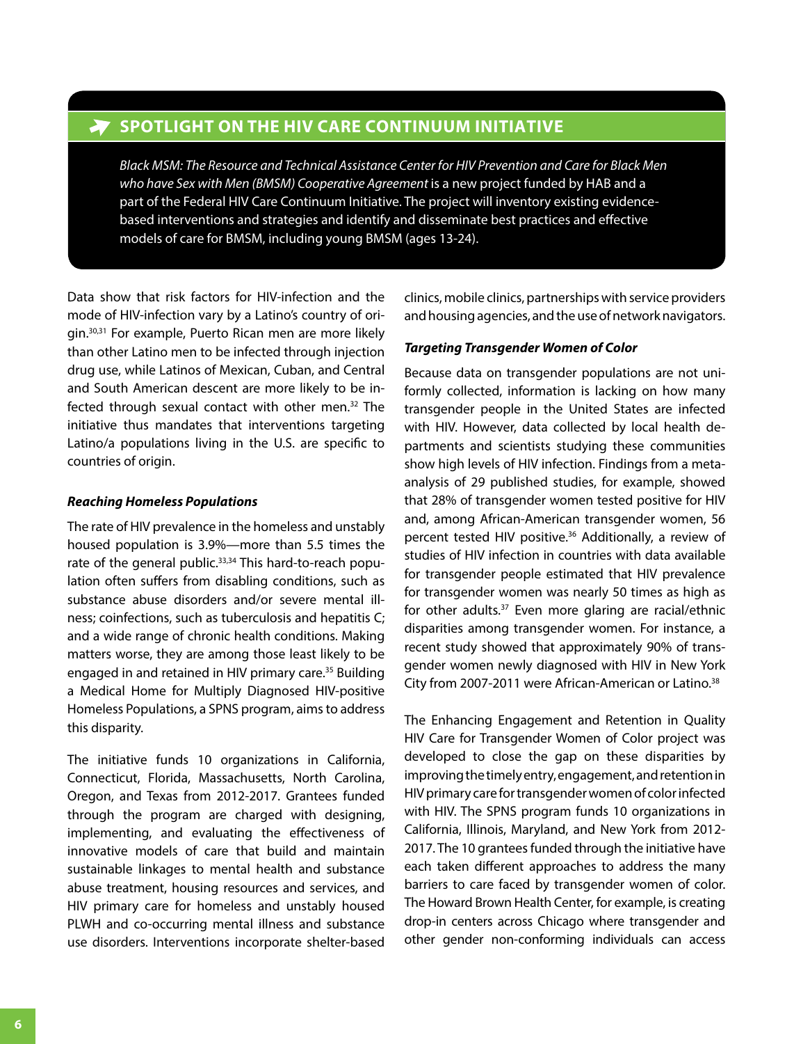## SPOTLIGHT ON THE HIV CARE CONTINUUM INITIATIVE

*Black MSM: The Resource and Technical Assistance Center for HIV Prevention and Care for Black Men who have Sex with Men (BMSM) Cooperative Agreement* is a new project funded by HAB and a part of the Federal HIV Care Continuum Initiative. The project will inventory existing evidence-based interventions and strategies and identify and disseminate best practices and effective models of care for BMSM, including young BMSM (ages 13-24).

Data show that risk factors for HIV-infection and the mode of HIV-infection vary by a Latino's country of origin.[30,31] For example, Puerto Rican men are more likely than other Latino men to be infected through injection drug use, while Latinos of Mexican, Cuban, and Central and South American descent are more likely to be infected through sexual contact with other men.[32] The initiative thus mandates that interventions targeting Latino/a populations living in the U.S. are specific to countries of origin.

***Reaching Homeless Populations***

The rate of HIV prevalence in the homeless and unstably housed population is 3.9%—more than 5.5 times the rate of the general public.[33,34] This hard-to-reach population often suffers from disabling conditions, such as substance abuse disorders and/or severe mental illness; coinfections, such as tuberculosis and hepatitis C; and a wide range of chronic health conditions. Making matters worse, they are among those least likely to be engaged in and retained in HIV primary care.[35] Building a Medical Home for Multiply Diagnosed HIV-positive Homeless Populations, a SPNS program, aims to address this disparity.

The initiative funds 10 organizations in California, Connecticut, Florida, Massachusetts, North Carolina, Oregon, and Texas from 2012-2017. Grantees funded through the program are charged with designing, implementing, and evaluating the effectiveness of innovative models of care that build and maintain sustainable linkages to mental health and substance abuse treatment, housing resources and services, and HIV primary care for homeless and unstably housed PLWH and co-occurring mental illness and substance use disorders. Interventions incorporate shelter-based clinics, mobile clinics, partnerships with service providers and housing agencies, and the use of network navigators.

***Targeting Transgender Women of Color***

Because data on transgender populations are not uniformly collected, information is lacking on how many transgender people in the United States are infected with HIV. However, data collected by local health departments and scientists studying these communities show high levels of HIV infection. Findings from a meta-analysis of 29 published studies, for example, showed that 28% of transgender women tested positive for HIV and, among African-American transgender women, 56 percent tested HIV positive.[36] Additionally, a review of studies of HIV infection in countries with data available for transgender people estimated that HIV prevalence for transgender women was nearly 50 times as high as for other adults.[37] Even more glaring are racial/ethnic disparities among transgender women. For instance, a recent study showed that approximately 90% of transgender women newly diagnosed with HIV in New York City from 2007-2011 were African-American or Latino.[38]

The Enhancing Engagement and Retention in Quality HIV Care for Transgender Women of Color project was developed to close the gap on these disparities by improving the timely entry, engagement, and retention in HIV primary care for transgender women of color infected with HIV. The SPNS program funds 10 organizations in California, Illinois, Maryland, and New York from 2012-2017. The 10 grantees funded through the initiative have each taken different approaches to address the many barriers to care faced by transgender women of color. The Howard Brown Health Center, for example, is creating drop-in centers across Chicago where transgender and other gender non-conforming individuals can access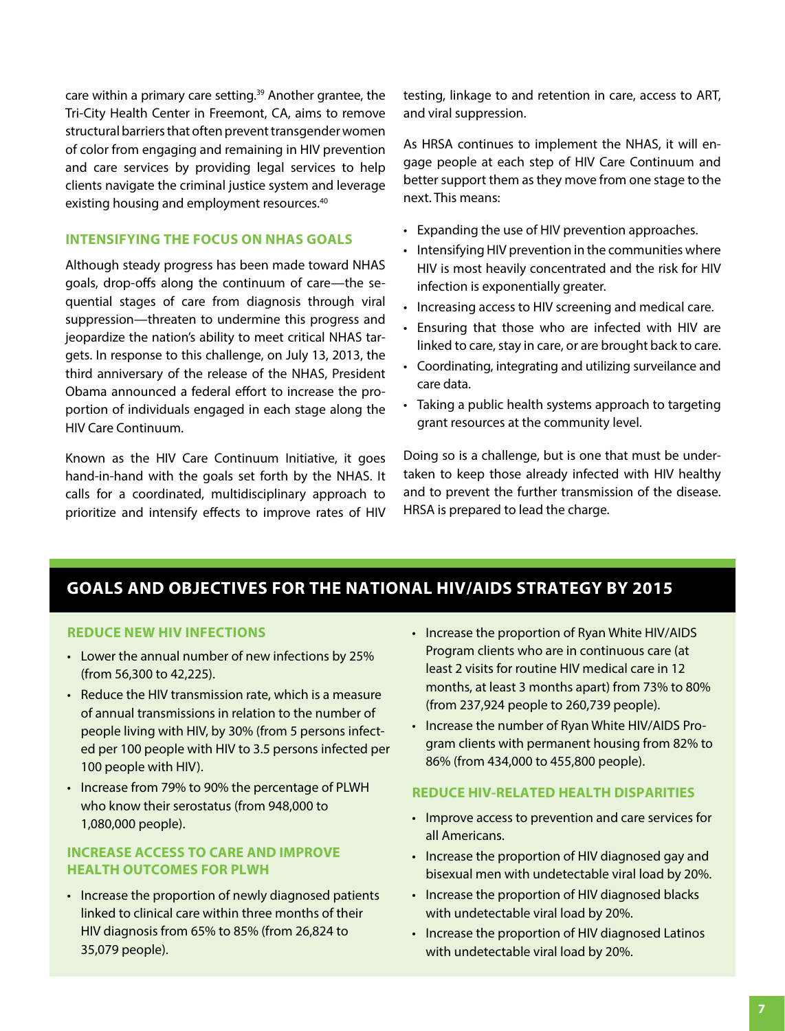care within a primary care setting.[39] Another grantee, the Tri-City Health Center in Freemont, CA, aims to remove structural barriers that often prevent transgender women of color from engaging and remaining in HIV prevention and care services by providing legal services to help clients navigate the criminal justice system and leverage existing housing and employment resources.[40]

## INTENSIFYING THE FOCUS ON NHAS GOALS

Although steady progress has been made toward NHAS goals, drop-offs along the continuum of care—the sequential stages of care from diagnosis through viral suppression—threaten to undermine this progress and jeopardize the nation's ability to meet critical NHAS targets. In response to this challenge, on July 13, 2013, the third anniversary of the release of the NHAS, President Obama announced a federal effort to increase the proportion of individuals engaged in each stage along the HIV Care Continuum.

Known as the HIV Care Continuum Initiative, it goes hand-in-hand with the goals set forth by the NHAS. It calls for a coordinated, multidisciplinary approach to prioritize and intensify effects to improve rates of HIV testing, linkage to and retention in care, access to ART, and viral suppression.

As HRSA continues to implement the NHAS, it will engage people at each step of HIV Care Continuum and better support them as they move from one stage to the next. This means:

- Expanding the use of HIV prevention approaches.
- Intensifying HIV prevention in the communities where HIV is most heavily concentrated and the risk for HIV infection is exponentially greater.
- Increasing access to HIV screening and medical care.
- Ensuring that those who are infected with HIV are linked to care, stay in care, or are brought back to care.
- Coordinating, integrating and utilizing surveilance and care data.
- Taking a public health systems approach to targeting grant resources at the community level.

Doing so is a challenge, but is one that must be undertaken to keep those already infected with HIV healthy and to prevent the further transmission of the disease. HRSA is prepared to lead the charge.

## GOALS AND OBJECTIVES FOR THE NATIONAL HIV/AIDS STRATEGY BY 2015

### REDUCE NEW HIV INFECTIONS

- Lower the annual number of new infections by 25% (from 56,300 to 42,225).
- Reduce the HIV transmission rate, which is a measure of annual transmissions in relation to the number of people living with HIV, by 30% (from 5 persons infected per 100 people with HIV to 3.5 persons infected per 100 people with HIV).
- Increase from 79% to 90% the percentage of PLWH who know their serostatus (from 948,000 to 1,080,000 people).

### INCREASE ACCESS TO CARE AND IMPROVE HEALTH OUTCOMES FOR PLWH

- Increase the proportion of newly diagnosed patients linked to clinical care within three months of their HIV diagnosis from 65% to 85% (from 26,824 to 35,079 people).
- Increase the proportion of Ryan White HIV/AIDS Program clients who are in continuous care (at least 2 visits for routine HIV medical care in 12 months, at least 3 months apart) from 73% to 80% (from 237,924 people to 260,739 people).
- Increase the number of Ryan White HIV/AIDS Program clients with permanent housing from 82% to 86% (from 434,000 to 455,800 people).

### REDUCE HIV-RELATED HEALTH DISPARITIES

- Improve access to prevention and care services for all Americans.
- Increase the proportion of HIV diagnosed gay and bisexual men with undetectable viral load by 20%.
- Increase the proportion of HIV diagnosed blacks with undetectable viral load by 20%.
- Increase the proportion of HIV diagnosed Latinos with undetectable viral load by 20%.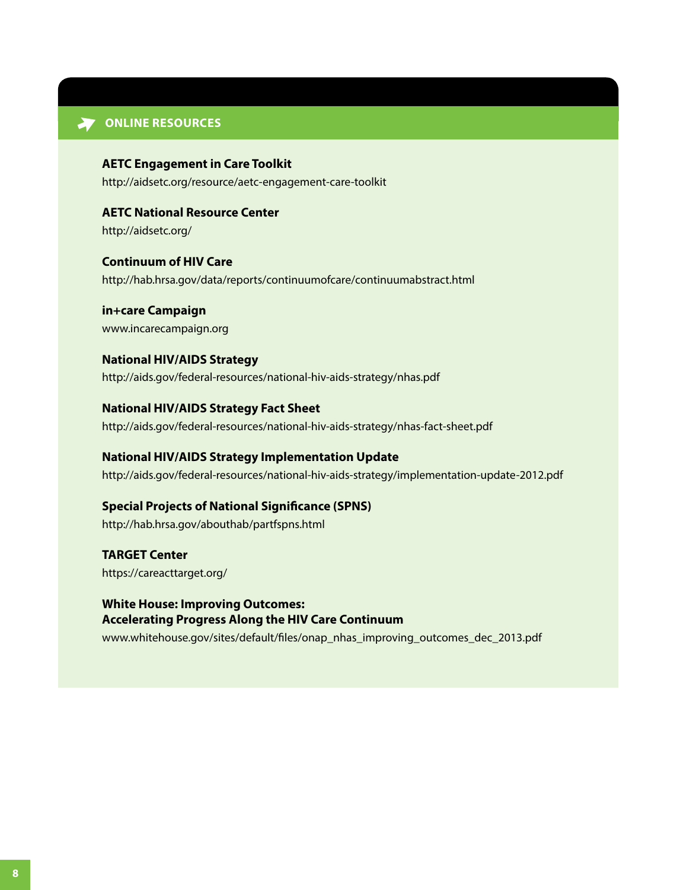## ONLINE RESOURCES

**AETC Engagement in Care Toolkit**
http://aidsetc.org/resource/aetc-engagement-care-toolkit

**AETC National Resource Center**
http://aidsetc.org/

**Continuum of HIV Care**
http://hab.hrsa.gov/data/reports/continuumofcare/continuumabstract.html

**in+care Campaign**
www.incarecampaign.org

**National HIV/AIDS Strategy**
http://aids.gov/federal-resources/national-hiv-aids-strategy/nhas.pdf

**National HIV/AIDS Strategy Fact Sheet**
http://aids.gov/federal-resources/national-hiv-aids-strategy/nhas-fact-sheet.pdf

**National HIV/AIDS Strategy Implementation Update**
http://aids.gov/federal-resources/national-hiv-aids-strategy/implementation-update-2012.pdf

**Special Projects of National Significance (SPNS)**
http://hab.hrsa.gov/abouthab/partfspns.html

**TARGET Center**
https://careacttarget.org/

**White House: Improving Outcomes: Accelerating Progress Along the HIV Care Continuum**
www.whitehouse.gov/sites/default/files/onap_nhas_improving_outcomes_dec_2013.pdf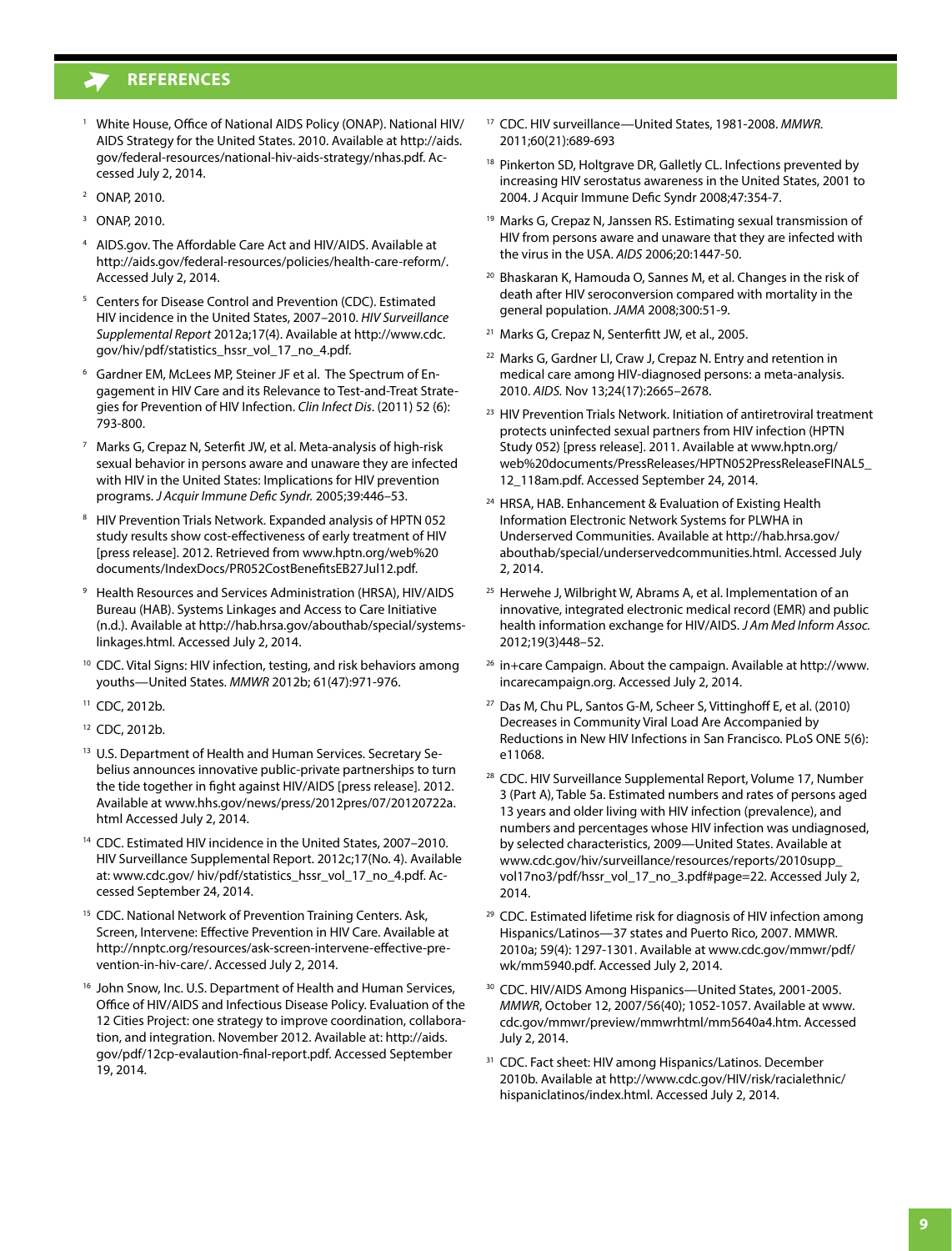## REFERENCES

1. White House, Office of National AIDS Policy (ONAP). National HIV/AIDS Strategy for the United States. 2010. Available at http://aids.gov/federal-resources/national-hiv-aids-strategy/nhas.pdf. Accessed July 2, 2014.
2. ONAP, 2010.
3. ONAP, 2010.
4. AIDS.gov. The Affordable Care Act and HIV/AIDS. Available at http://aids.gov/federal-resources/policies/health-care-reform/. Accessed July 2, 2014.
5. Centers for Disease Control and Prevention (CDC). Estimated HIV incidence in the United States, 2007–2010. *HIV Surveillance Supplemental Report* 2012a;17(4). Available at http://www.cdc.gov/hiv/pdf/statistics_hssr_vol_17_no_4.pdf.
6. Gardner EM, McLees MP, Steiner JF et al. The Spectrum of Engagement in HIV Care and its Relevance to Test-and-Treat Strategies for Prevention of HIV Infection. *Clin Infect Dis*. (2011) 52 (6): 793-800.
7. Marks G, Crepaz N, Seterfit JW, et al. Meta-analysis of high-risk sexual behavior in persons aware and unaware they are infected with HIV in the United States: Implications for HIV prevention programs. *J Acquir Immune Defic Syndr.* 2005;39:446–53.
8. HIV Prevention Trials Network. Expanded analysis of HPTN 052 study results show cost-effectiveness of early treatment of HIV [press release]. 2012. Retrieved from www.hptn.org/web%20 documents/IndexDocs/PR052CostBenefitsEB27Jul12.pdf.
9. Health Resources and Services Administration (HRSA), HIV/AIDS Bureau (HAB). Systems Linkages and Access to Care Initiative (n.d.). Available at http://hab.hrsa.gov/abouthab/special/systems-linkages.html. Accessed July 2, 2014.
10. CDC. Vital Signs: HIV infection, testing, and risk behaviors among youths—United States. *MMWR* 2012b; 61(47):971-976.
11. CDC, 2012b.
12. CDC, 2012b.
13. U.S. Department of Health and Human Services. Secretary Sebelius announces innovative public-private partnerships to turn the tide together in fight against HIV/AIDS [press release]. 2012. Available at www.hhs.gov/news/press/2012pres/07/20120722a.html Accessed July 2, 2014.
14. CDC. Estimated HIV incidence in the United States, 2007–2010. HIV Surveillance Supplemental Report. 2012c;17(No. 4). Available at: www.cdc.gov/ hiv/pdf/statistics_hssr_vol_17_no_4.pdf. Accessed September 24, 2014.
15. CDC. National Network of Prevention Training Centers. Ask, Screen, Intervene: Effective Prevention in HIV Care. Available at http://nnptc.org/resources/ask-screen-intervene-effective-prevention-in-hiv-care/. Accessed July 2, 2014.
16. John Snow, Inc. U.S. Department of Health and Human Services, Office of HIV/AIDS and Infectious Disease Policy. Evaluation of the 12 Cities Project: one strategy to improve coordination, collaboration, and integration. November 2012. Available at: http://aids.gov/pdf/12cp-evalaution-final-report.pdf. Accessed September 19, 2014.
17. CDC. HIV surveillance—United States, 1981-2008. *MMWR.* 2011;60(21):689-693
18. Pinkerton SD, Holtgrave DR, Galletly CL. Infections prevented by increasing HIV serostatus awareness in the United States, 2001 to 2004. J Acquir Immune Defic Syndr 2008;47:354-7.
19. Marks G, Crepaz N, Janssen RS. Estimating sexual transmission of HIV from persons aware and unaware that they are infected with the virus in the USA. *AIDS* 2006;20:1447-50.
20. Bhaskaran K, Hamouda O, Sannes M, et al. Changes in the risk of death after HIV seroconversion compared with mortality in the general population. *JAMA* 2008;300:51-9.
21. Marks G, Crepaz N, Senterfitt JW, et al., 2005.
22. Marks G, Gardner LI, Craw J, Crepaz N. Entry and retention in medical care among HIV-diagnosed persons: a meta-analysis. 2010. *AIDS.* Nov 13;24(17):2665–2678.
23. HIV Prevention Trials Network. Initiation of antiretroviral treatment protects uninfected sexual partners from HIV infection (HPTN Study 052) [press release]. 2011. Available at www.hptn.org/web%20documents/PressReleases/HPTN052PressReleaseFINAL5_12_118am.pdf. Accessed September 24, 2014.
24. HRSA, HAB. Enhancement & Evaluation of Existing Health Information Electronic Network Systems for PLWHA in Underserved Communities. Available at http://hab.hrsa.gov/abouthab/special/underservedcommunities.html. Accessed July 2, 2014.
25. Herwehe J, Wilbright W, Abrams A, et al. Implementation of an innovative, integrated electronic medical record (EMR) and public health information exchange for HIV/AIDS. *J Am Med Inform Assoc.* 2012;19(3)448–52.
26. in+care Campaign. About the campaign. Available at http://www.incarecampaign.org. Accessed July 2, 2014.
27. Das M, Chu PL, Santos G-M, Scheer S, Vittinghoff E, et al. (2010) Decreases in Community Viral Load Are Accompanied by Reductions in New HIV Infections in San Francisco. PLoS ONE 5(6): e11068.
28. CDC. HIV Surveillance Supplemental Report, Volume 17, Number 3 (Part A), Table 5a. Estimated numbers and rates of persons aged 13 years and older living with HIV infection (prevalence), and numbers and percentages whose HIV infection was undiagnosed, by selected characteristics, 2009—United States. Available at www.cdc.gov/hiv/surveillance/resources/reports/2010supp_vol17no3/pdf/hssr_vol_17_no_3.pdf#page=22. Accessed July 2, 2014.
29. CDC. Estimated lifetime risk for diagnosis of HIV infection among Hispanics/Latinos—37 states and Puerto Rico, 2007. MMWR. 2010a; 59(4): 1297-1301. Available at www.cdc.gov/mmwr/pdf/wk/mm5940.pdf. Accessed July 2, 2014.
30. CDC. HIV/AIDS Among Hispanics—United States, 2001-2005. *MMWR*, October 12, 2007/56(40); 1052-1057. Available at www.cdc.gov/mmwr/preview/mmwrhtml/mm5640a4.htm. Accessed July 2, 2014.
31. CDC. Fact sheet: HIV among Hispanics/Latinos. December 2010b. Available at http://www.cdc.gov/HIV/risk/racialethnic/hispaniclatinos/index.html. Accessed July 2, 2014.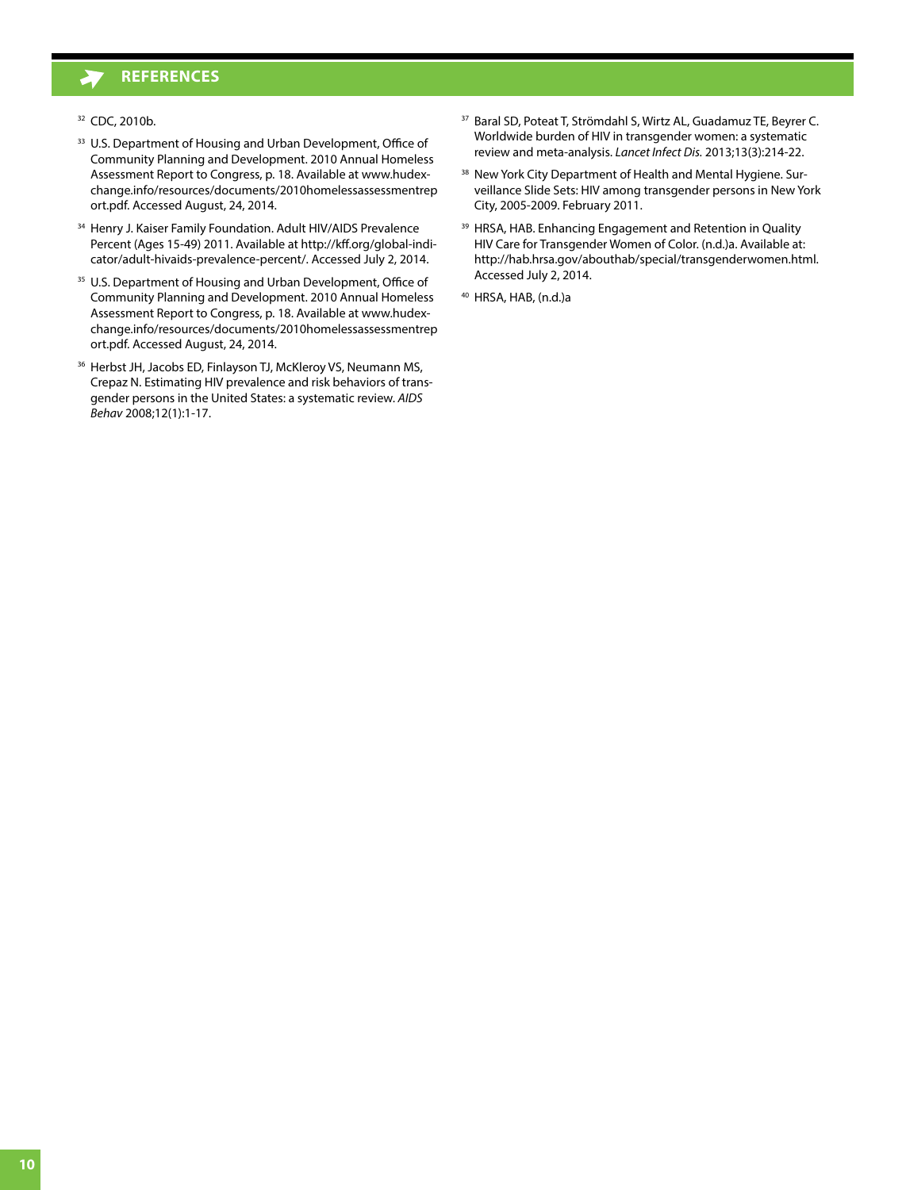## REFERENCES

[32] CDC, 2010b.

[33] U.S. Department of Housing and Urban Development, Office of Community Planning and Development. 2010 Annual Homeless Assessment Report to Congress, p. 18. Available at www.hudexchange.info/resources/documents/2010homelessassessmentreport.pdf. Accessed August, 24, 2014.

[34] Henry J. Kaiser Family Foundation. Adult HIV/AIDS Prevalence Percent (Ages 15-49) 2011. Available at http://kff.org/global-indicator/adult-hivaids-prevalence-percent/. Accessed July 2, 2014.

[35] U.S. Department of Housing and Urban Development, Office of Community Planning and Development. 2010 Annual Homeless Assessment Report to Congress, p. 18. Available at www.hudexchange.info/resources/documents/2010homelessassessmentreport.pdf. Accessed August, 24, 2014.

[36] Herbst JH, Jacobs ED, Finlayson TJ, McKleroy VS, Neumann MS, Crepaz N. Estimating HIV prevalence and risk behaviors of transgender persons in the United States: a systematic review. *AIDS Behav* 2008;12(1):1-17.

[37] Baral SD, Poteat T, Strömdahl S, Wirtz AL, Guadamuz TE, Beyrer C. Worldwide burden of HIV in transgender women: a systematic review and meta-analysis. *Lancet Infect Dis.* 2013;13(3):214-22.

[38] New York City Department of Health and Mental Hygiene. Surveillance Slide Sets: HIV among transgender persons in New York City, 2005-2009. February 2011.

[39] HRSA, HAB. Enhancing Engagement and Retention in Quality HIV Care for Transgender Women of Color. (n.d.)a. Available at: http://hab.hrsa.gov/abouthab/special/transgenderwomen.html. Accessed July 2, 2014.

[40] HRSA, HAB, (n.d.)a